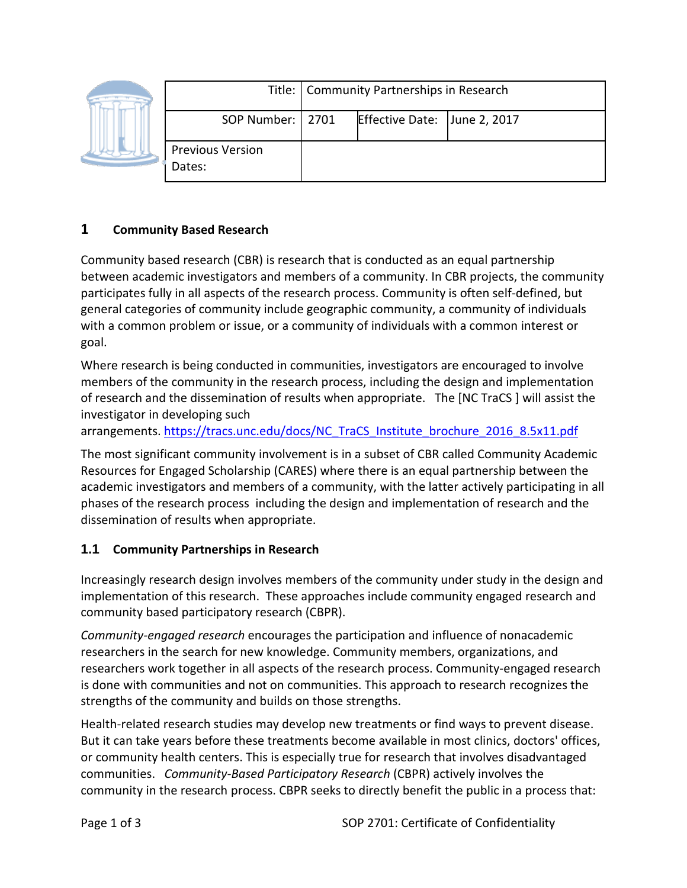| Title: | Community Partnerships in Research | | |
|---|---|---|---|
| SOP Number: | 2701 | Effective Date: | June 2, 2017 |
| Previous Version Dates: | | | |

## 1 Community Based Research

Community based research (CBR) is research that is conducted as an equal partnership between academic investigators and members of a community. In CBR projects, the community participates fully in all aspects of the research process. Community is often self-defined, but general categories of community include geographic community, a community of individuals with a common problem or issue, or a community of individuals with a common interest or goal.

Where research is being conducted in communities, investigators are encouraged to involve members of the community in the research process, including the design and implementation of research and the dissemination of results when appropriate. The [NC TraCS ] will assist the investigator in developing such arrangements. https://tracs.unc.edu/docs/NC_TraCS_Institute_brochure_2016_8.5x11.pdf

The most significant community involvement is in a subset of CBR called Community Academic Resources for Engaged Scholarship (CARES) where there is an equal partnership between the academic investigators and members of a community, with the latter actively participating in all phases of the research process including the design and implementation of research and the dissemination of results when appropriate.

### 1.1 Community Partnerships in Research

Increasingly research design involves members of the community under study in the design and implementation of this research. These approaches include community engaged research and community based participatory research (CBPR).

*Community-engaged research* encourages the participation and influence of nonacademic researchers in the search for new knowledge. Community members, organizations, and researchers work together in all aspects of the research process. Community-engaged research is done with communities and not on communities. This approach to research recognizes the strengths of the community and builds on those strengths.

Health-related research studies may develop new treatments or find ways to prevent disease. But it can take years before these treatments become available in most clinics, doctors' offices, or community health centers. This is especially true for research that involves disadvantaged communities. *Community-Based Participatory Research* (CBPR) actively involves the community in the research process. CBPR seeks to directly benefit the public in a process that: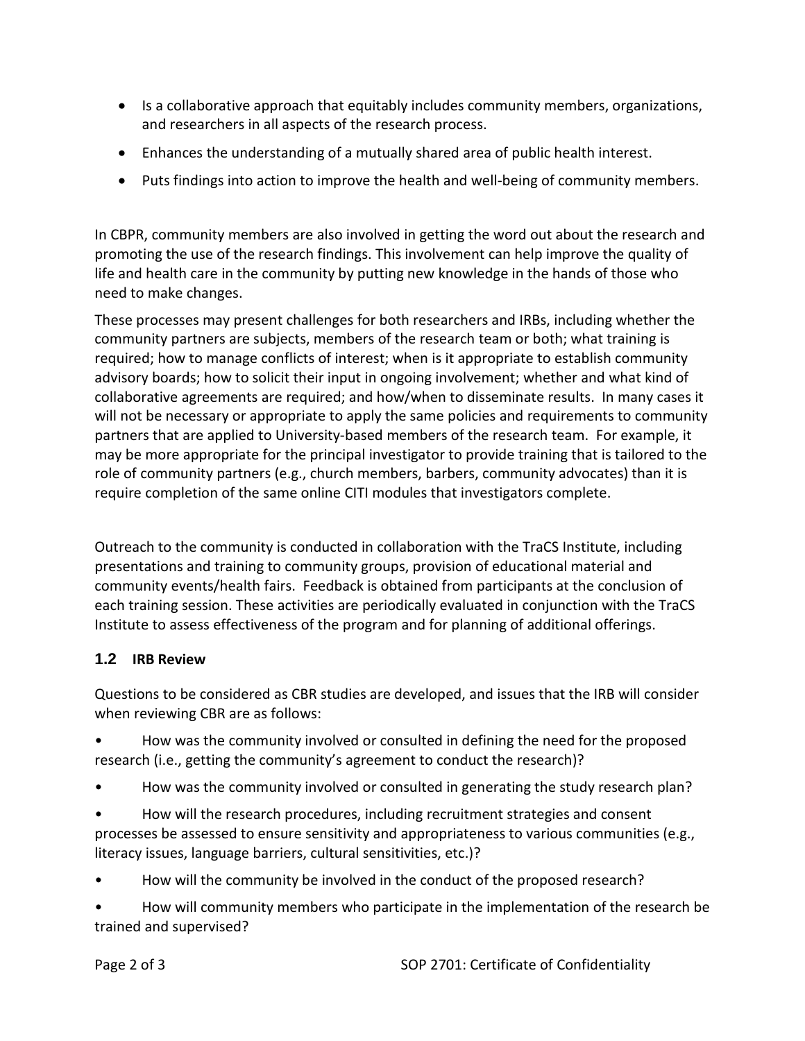- Is a collaborative approach that equitably includes community members, organizations, and researchers in all aspects of the research process.
- Enhances the understanding of a mutually shared area of public health interest.
- Puts findings into action to improve the health and well-being of community members.

In CBPR, community members are also involved in getting the word out about the research and promoting the use of the research findings. This involvement can help improve the quality of life and health care in the community by putting new knowledge in the hands of those who need to make changes.

These processes may present challenges for both researchers and IRBs, including whether the community partners are subjects, members of the research team or both; what training is required; how to manage conflicts of interest; when is it appropriate to establish community advisory boards; how to solicit their input in ongoing involvement; whether and what kind of collaborative agreements are required; and how/when to disseminate results. In many cases it will not be necessary or appropriate to apply the same policies and requirements to community partners that are applied to University-based members of the research team. For example, it may be more appropriate for the principal investigator to provide training that is tailored to the role of community partners (e.g., church members, barbers, community advocates) than it is require completion of the same online CITI modules that investigators complete.

Outreach to the community is conducted in collaboration with the TraCS Institute, including presentations and training to community groups, provision of educational material and community events/health fairs. Feedback is obtained from participants at the conclusion of each training session. These activities are periodically evaluated in conjunction with the TraCS Institute to assess effectiveness of the program and for planning of additional offerings.

## 1.2 IRB Review

Questions to be considered as CBR studies are developed, and issues that the IRB will consider when reviewing CBR are as follows:

- How was the community involved or consulted in defining the need for the proposed research (i.e., getting the community's agreement to conduct the research)?
- How was the community involved or consulted in generating the study research plan?
- How will the research procedures, including recruitment strategies and consent processes be assessed to ensure sensitivity and appropriateness to various communities (e.g., literacy issues, language barriers, cultural sensitivities, etc.)?
- How will the community be involved in the conduct of the proposed research?
- How will community members who participate in the implementation of the research be trained and supervised?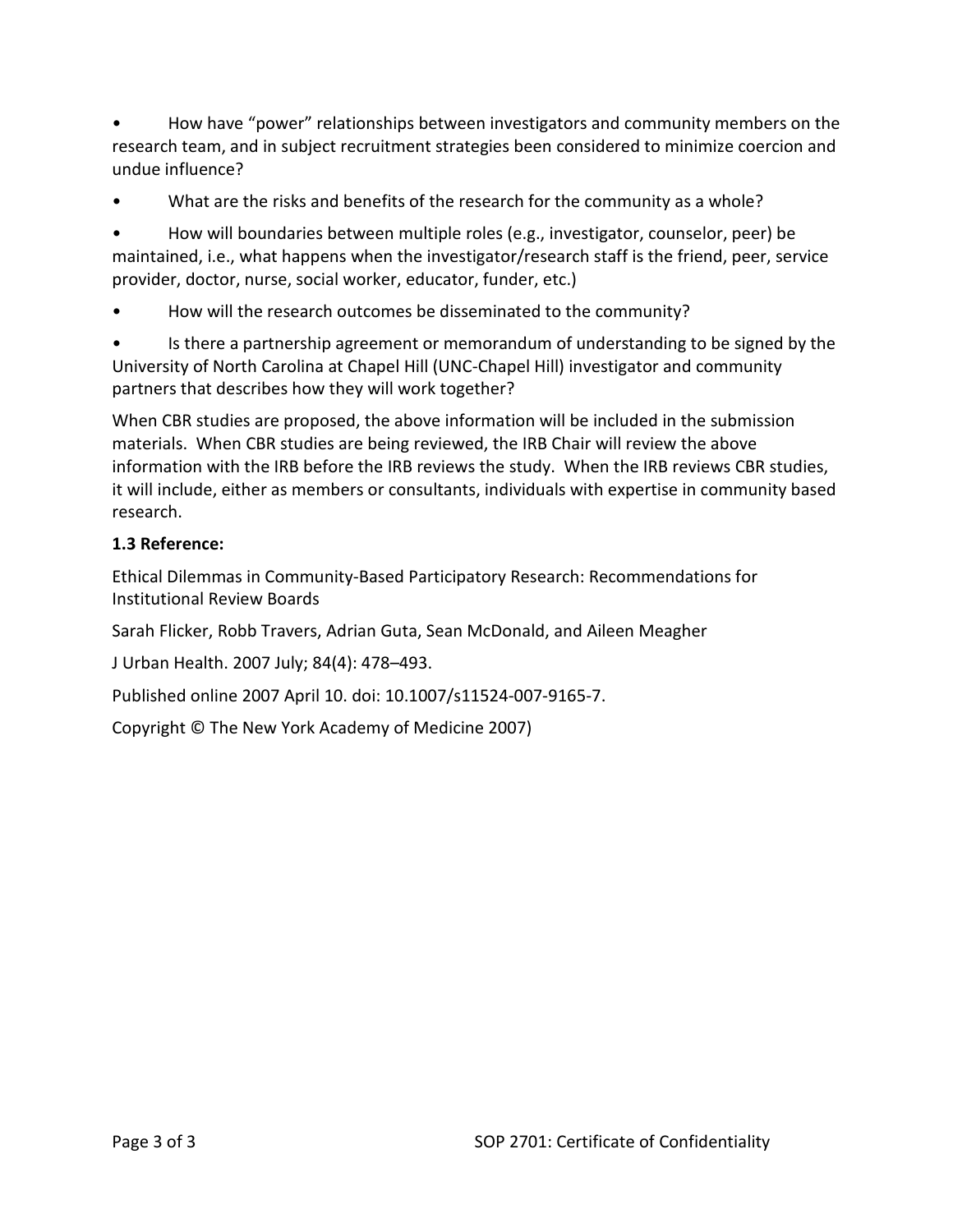- How have “power” relationships between investigators and community members on the research team, and in subject recruitment strategies been considered to minimize coercion and undue influence?
- What are the risks and benefits of the research for the community as a whole?
- How will boundaries between multiple roles (e.g., investigator, counselor, peer) be maintained, i.e., what happens when the investigator/research staff is the friend, peer, service provider, doctor, nurse, social worker, educator, funder, etc.)
- How will the research outcomes be disseminated to the community?
- Is there a partnership agreement or memorandum of understanding to be signed by the University of North Carolina at Chapel Hill (UNC-Chapel Hill) investigator and community partners that describes how they will work together?

When CBR studies are proposed, the above information will be included in the submission materials. When CBR studies are being reviewed, the IRB Chair will review the above information with the IRB before the IRB reviews the study. When the IRB reviews CBR studies, it will include, either as members or consultants, individuals with expertise in community based research.

**1.3 Reference:**

Ethical Dilemmas in Community-Based Participatory Research: Recommendations for Institutional Review Boards

Sarah Flicker, Robb Travers, Adrian Guta, Sean McDonald, and Aileen Meagher

J Urban Health. 2007 July; 84(4): 478–493.

Published online 2007 April 10. doi: 10.1007/s11524-007-9165-7.

Copyright © The New York Academy of Medicine 2007)